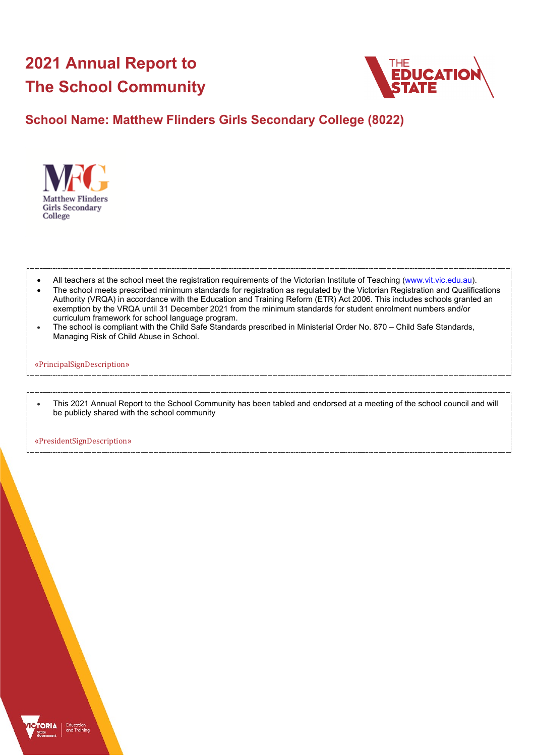# 2021 Annual Report to The School Community

## School Name: Matthew Flinders Girls Secondary College (8022)

- All teachers at the school meet the registration requirements of the Victorian Institute of Teaching (www.vit.vic.edu.au).
- The school meets prescribed minimum standards for registration as regulated by the Victorian Registration and Qualifications Authority (VRQA) in accordance with the Education and Training Reform (ETR) Act 2006. This includes schools granted an exemption by the VRQA until 31 December 2021 from the minimum standards for student enrolment numbers and/or curriculum framework for school language program.
- The school is compliant with the Child Safe Standards prescribed in Ministerial Order No. 870 – Child Safe Standards, Managing Risk of Child Abuse in School.

«PrincipalSignDescription»

- This 2021 Annual Report to the School Community has been tabled and endorsed at a meeting of the school council and will be publicly shared with the school community

«PresidentSignDescription»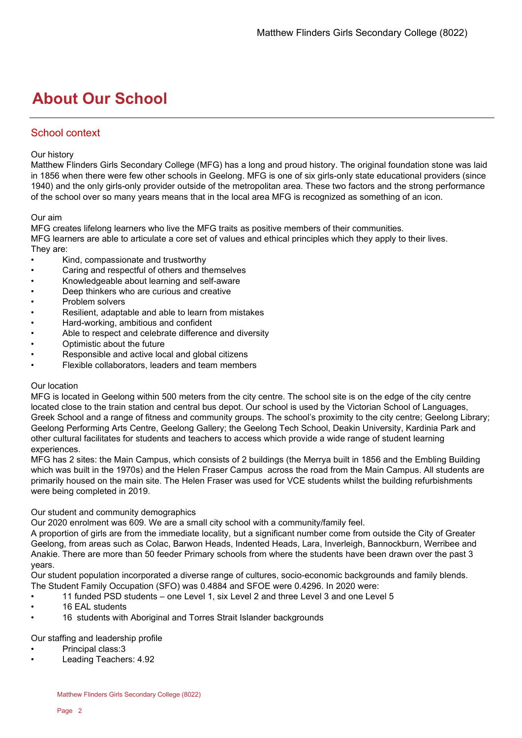# About Our School

## School context

Our history

Matthew Flinders Girls Secondary College (MFG) has a long and proud history. The original foundation stone was laid in 1856 when there were few other schools in Geelong. MFG is one of six girls-only state educational providers (since 1940) and the only girls-only provider outside of the metropolitan area. These two factors and the strong performance of the school over so many years means that in the local area MFG is recognized as something of an icon.

Our aim

MFG creates lifelong learners who live the MFG traits as positive members of their communities.
MFG learners are able to articulate a core set of values and ethical principles which they apply to their lives.
They are:

- Kind, compassionate and trustworthy
- Caring and respectful of others and themselves
- Knowledgeable about learning and self-aware
- Deep thinkers who are curious and creative
- Problem solvers
- Resilient, adaptable and able to learn from mistakes
- Hard-working, ambitious and confident
- Able to respect and celebrate difference and diversity
- Optimistic about the future
- Responsible and active local and global citizens
- Flexible collaborators, leaders and team members

Our location

MFG is located in Geelong within 500 meters from the city centre. The school site is on the edge of the city centre located close to the train station and central bus depot. Our school is used by the Victorian School of Languages, Greek School and a range of fitness and community groups. The school's proximity to the city centre; Geelong Library; Geelong Performing Arts Centre, Geelong Gallery; the Geelong Tech School, Deakin University, Kardinia Park and other cultural facilitates for students and teachers to access which provide a wide range of student learning experiences.
MFG has 2 sites: the Main Campus, which consists of 2 buildings (the Merrya built in 1856 and the Embling Building which was built in the 1970s) and the Helen Fraser Campus across the road from the Main Campus. All students are primarily housed on the main site. The Helen Fraser was used for VCE students whilst the building refurbishments were being completed in 2019.

Our student and community demographics

Our 2020 enrolment was 609. We are a small city school with a community/family feel.
A proportion of girls are from the immediate locality, but a significant number come from outside the City of Greater Geelong, from areas such as Colac, Barwon Heads, Indented Heads, Lara, Inverleigh, Bannockburn, Werribee and Anakie. There are more than 50 feeder Primary schools from where the students have been drawn over the past 3 years.
Our student population incorporated a diverse range of cultures, socio-economic backgrounds and family blends.
The Student Family Occupation (SFO) was 0.4884 and SFOE were 0.4296. In 2020 were:

- 11 funded PSD students – one Level 1, six Level 2 and three Level 3 and one Level 5
- 16 EAL students
- 16 students with Aboriginal and Torres Strait Islander backgrounds

Our staffing and leadership profile

- Principal class:3
- Leading Teachers: 4.92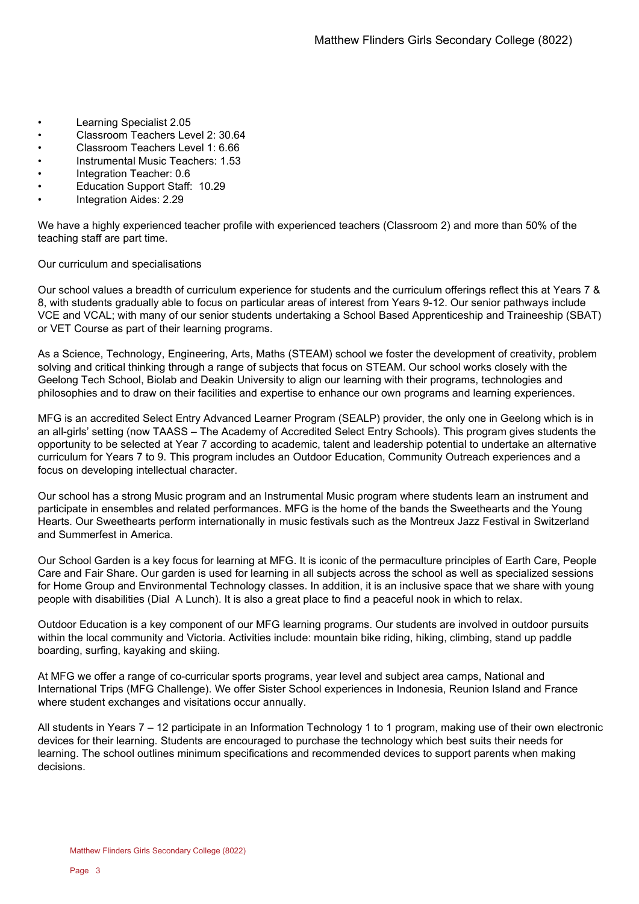- Learning Specialist 2.05
- Classroom Teachers Level 2: 30.64
- Classroom Teachers Level 1: 6.66
- Instrumental Music Teachers: 1.53
- Integration Teacher: 0.6
- Education Support Staff: 10.29
- Integration Aides: 2.29

We have a highly experienced teacher profile with experienced teachers (Classroom 2) and more than 50% of the teaching staff are part time.

Our curriculum and specialisations

Our school values a breadth of curriculum experience for students and the curriculum offerings reflect this at Years 7 & 8, with students gradually able to focus on particular areas of interest from Years 9-12. Our senior pathways include VCE and VCAL; with many of our senior students undertaking a School Based Apprenticeship and Traineeship (SBAT) or VET Course as part of their learning programs.

As a Science, Technology, Engineering, Arts, Maths (STEAM) school we foster the development of creativity, problem solving and critical thinking through a range of subjects that focus on STEAM. Our school works closely with the Geelong Tech School, Biolab and Deakin University to align our learning with their programs, technologies and philosophies and to draw on their facilities and expertise to enhance our own programs and learning experiences.

MFG is an accredited Select Entry Advanced Learner Program (SEALP) provider, the only one in Geelong which is in an all-girls' setting (now TAASS – The Academy of Accredited Select Entry Schools). This program gives students the opportunity to be selected at Year 7 according to academic, talent and leadership potential to undertake an alternative curriculum for Years 7 to 9. This program includes an Outdoor Education, Community Outreach experiences and a focus on developing intellectual character.

Our school has a strong Music program and an Instrumental Music program where students learn an instrument and participate in ensembles and related performances. MFG is the home of the bands the Sweethearts and the Young Hearts. Our Sweethearts perform internationally in music festivals such as the Montreux Jazz Festival in Switzerland and Summerfest in America.

Our School Garden is a key focus for learning at MFG. It is iconic of the permaculture principles of Earth Care, People Care and Fair Share. Our garden is used for learning in all subjects across the school as well as specialized sessions for Home Group and Environmental Technology classes. In addition, it is an inclusive space that we share with young people with disabilities (Dial A Lunch). It is also a great place to find a peaceful nook in which to relax.

Outdoor Education is a key component of our MFG learning programs. Our students are involved in outdoor pursuits within the local community and Victoria. Activities include: mountain bike riding, hiking, climbing, stand up paddle boarding, surfing, kayaking and skiing.

At MFG we offer a range of co-curricular sports programs, year level and subject area camps, National and International Trips (MFG Challenge). We offer Sister School experiences in Indonesia, Reunion Island and France where student exchanges and visitations occur annually.

All students in Years 7 – 12 participate in an Information Technology 1 to 1 program, making use of their own electronic devices for their learning. Students are encouraged to purchase the technology which best suits their needs for learning. The school outlines minimum specifications and recommended devices to support parents when making decisions.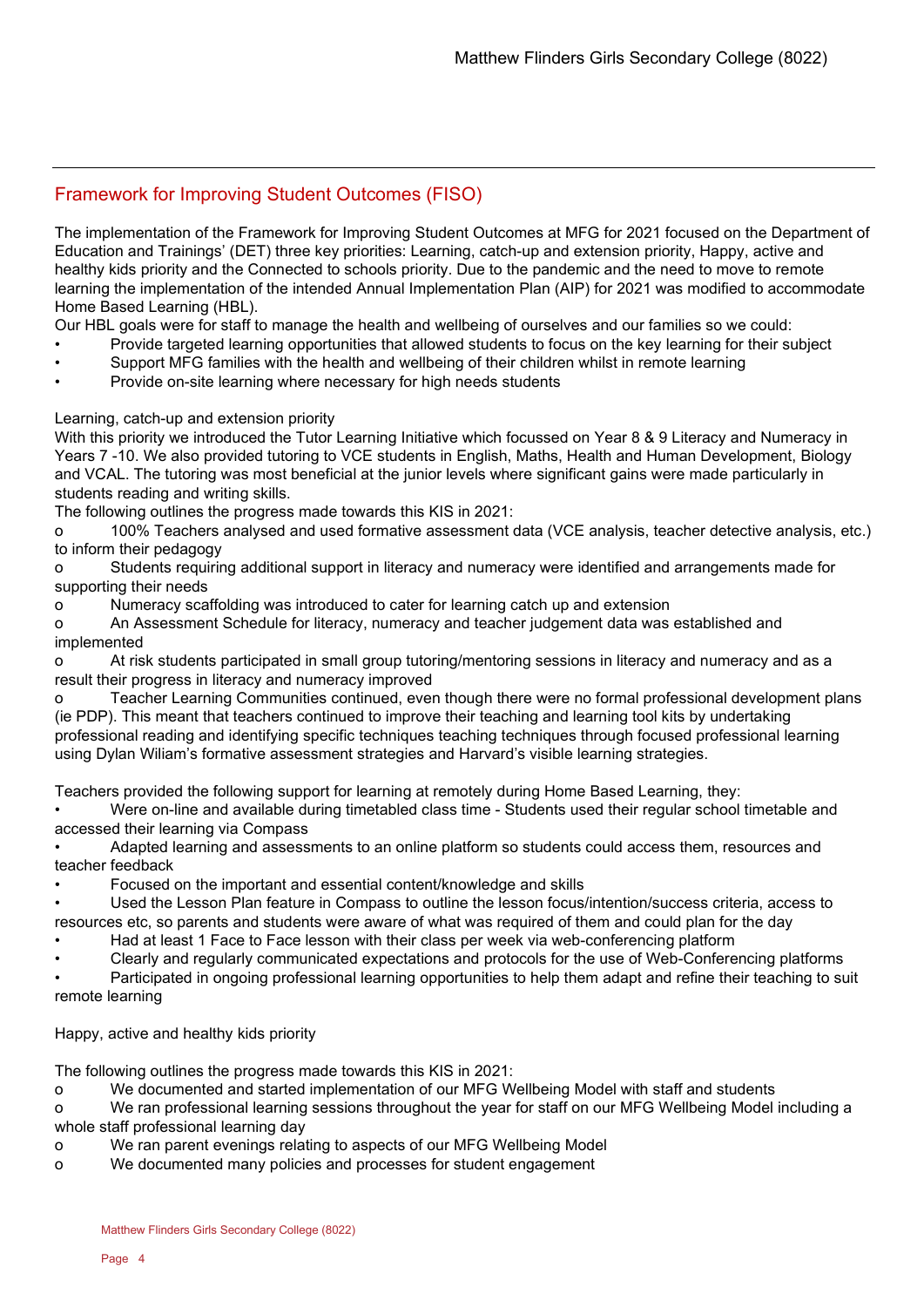## Framework for Improving Student Outcomes (FISO)

The implementation of the Framework for Improving Student Outcomes at MFG for 2021 focused on the Department of Education and Trainings' (DET) three key priorities: Learning, catch-up and extension priority, Happy, active and healthy kids priority and the Connected to schools priority. Due to the pandemic and the need to move to remote learning the implementation of the intended Annual Implementation Plan (AIP) for 2021 was modified to accommodate Home Based Learning (HBL).

Our HBL goals were for staff to manage the health and wellbeing of ourselves and our families so we could:

- Provide targeted learning opportunities that allowed students to focus on the key learning for their subject
- Support MFG families with the health and wellbeing of their children whilst in remote learning
- Provide on-site learning where necessary for high needs students

Learning, catch-up and extension priority

With this priority we introduced the Tutor Learning Initiative which focussed on Year 8 & 9 Literacy and Numeracy in Years 7 -10. We also provided tutoring to VCE students in English, Maths, Health and Human Development, Biology and VCAL. The tutoring was most beneficial at the junior levels where significant gains were made particularly in students reading and writing skills.

The following outlines the progress made towards this KIS in 2021:

- 100% Teachers analysed and used formative assessment data (VCE analysis, teacher detective analysis, etc.) to inform their pedagogy
- Students requiring additional support in literacy and numeracy were identified and arrangements made for supporting their needs
- Numeracy scaffolding was introduced to cater for learning catch up and extension
- An Assessment Schedule for literacy, numeracy and teacher judgement data was established and implemented
- At risk students participated in small group tutoring/mentoring sessions in literacy and numeracy and as a result their progress in literacy and numeracy improved
- Teacher Learning Communities continued, even though there were no formal professional development plans (ie PDP). This meant that teachers continued to improve their teaching and learning tool kits by undertaking professional reading and identifying specific techniques teaching techniques through focused professional learning using Dylan Wiliam's formative assessment strategies and Harvard's visible learning strategies.

Teachers provided the following support for learning at remotely during Home Based Learning, they:

- Were on-line and available during timetabled class time - Students used their regular school timetable and accessed their learning via Compass
- Adapted learning and assessments to an online platform so students could access them, resources and teacher feedback
- Focused on the important and essential content/knowledge and skills
- Used the Lesson Plan feature in Compass to outline the lesson focus/intention/success criteria, access to resources etc, so parents and students were aware of what was required of them and could plan for the day
- Had at least 1 Face to Face lesson with their class per week via web-conferencing platform
- Clearly and regularly communicated expectations and protocols for the use of Web-Conferencing platforms
- Participated in ongoing professional learning opportunities to help them adapt and refine their teaching to suit remote learning

Happy, active and healthy kids priority

The following outlines the progress made towards this KIS in 2021:

- We documented and started implementation of our MFG Wellbeing Model with staff and students
- We ran professional learning sessions throughout the year for staff on our MFG Wellbeing Model including a whole staff professional learning day
- We ran parent evenings relating to aspects of our MFG Wellbeing Model
- We documented many policies and processes for student engagement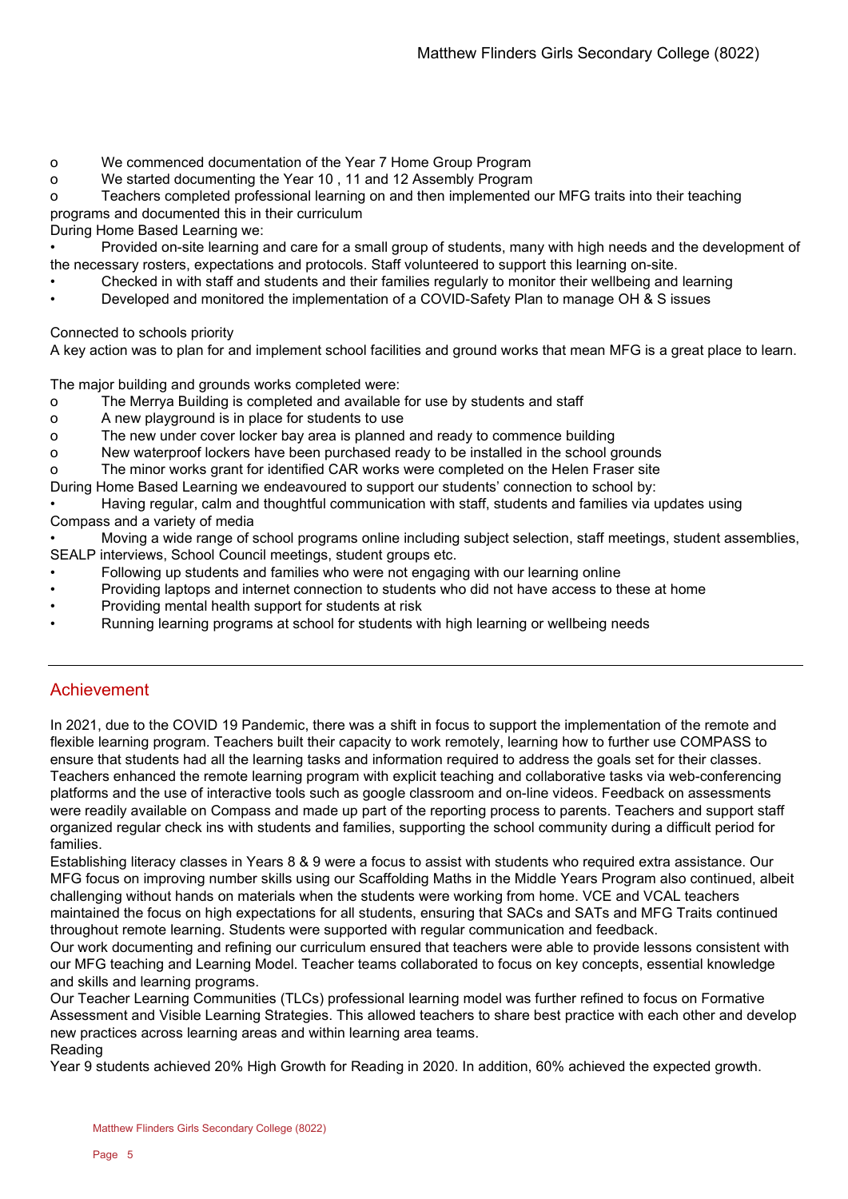- We commenced documentation of the Year 7 Home Group Program
- We started documenting the Year 10 , 11 and 12 Assembly Program
- Teachers completed professional learning on and then implemented our MFG traits into their teaching programs and documented this in their curriculum

During Home Based Learning we:

- Provided on-site learning and care for a small group of students, many with high needs and the development of the necessary rosters, expectations and protocols. Staff volunteered to support this learning on-site.
- Checked in with staff and students and their families regularly to monitor their wellbeing and learning
- Developed and monitored the implementation of a COVID-Safety Plan to manage OH & S issues

Connected to schools priority

A key action was to plan for and implement school facilities and ground works that mean MFG is a great place to learn.

The major building and grounds works completed were:

- The Merrya Building is completed and available for use by students and staff
- A new playground is in place for students to use
- The new under cover locker bay area is planned and ready to commence building
- New waterproof lockers have been purchased ready to be installed in the school grounds
- The minor works grant for identified CAR works were completed on the Helen Fraser site

During Home Based Learning we endeavoured to support our students' connection to school by:

- Having regular, calm and thoughtful communication with staff, students and families via updates using Compass and a variety of media
- Moving a wide range of school programs online including subject selection, staff meetings, student assemblies, SEALP interviews, School Council meetings, student groups etc.
- Following up students and families who were not engaging with our learning online
- Providing laptops and internet connection to students who did not have access to these at home
- Providing mental health support for students at risk
- Running learning programs at school for students with high learning or wellbeing needs

## Achievement

In 2021, due to the COVID 19 Pandemic, there was a shift in focus to support the implementation of the remote and flexible learning program. Teachers built their capacity to work remotely, learning how to further use COMPASS to ensure that students had all the learning tasks and information required to address the goals set for their classes. Teachers enhanced the remote learning program with explicit teaching and collaborative tasks via web-conferencing platforms and the use of interactive tools such as google classroom and on-line videos. Feedback on assessments were readily available on Compass and made up part of the reporting process to parents. Teachers and support staff organized regular check ins with students and families, supporting the school community during a difficult period for families.

Establishing literacy classes in Years 8 & 9 were a focus to assist with students who required extra assistance. Our MFG focus on improving number skills using our Scaffolding Maths in the Middle Years Program also continued, albeit challenging without hands on materials when the students were working from home. VCE and VCAL teachers maintained the focus on high expectations for all students, ensuring that SACs and SATs and MFG Traits continued throughout remote learning. Students were supported with regular communication and feedback.

Our work documenting and refining our curriculum ensured that teachers were able to provide lessons consistent with our MFG teaching and Learning Model. Teacher teams collaborated to focus on key concepts, essential knowledge and skills and learning programs.

Our Teacher Learning Communities (TLCs) professional learning model was further refined to focus on Formative Assessment and Visible Learning Strategies. This allowed teachers to share best practice with each other and develop new practices across learning areas and within learning area teams.

Reading

Year 9 students achieved 20% High Growth for Reading in 2020. In addition, 60% achieved the expected growth.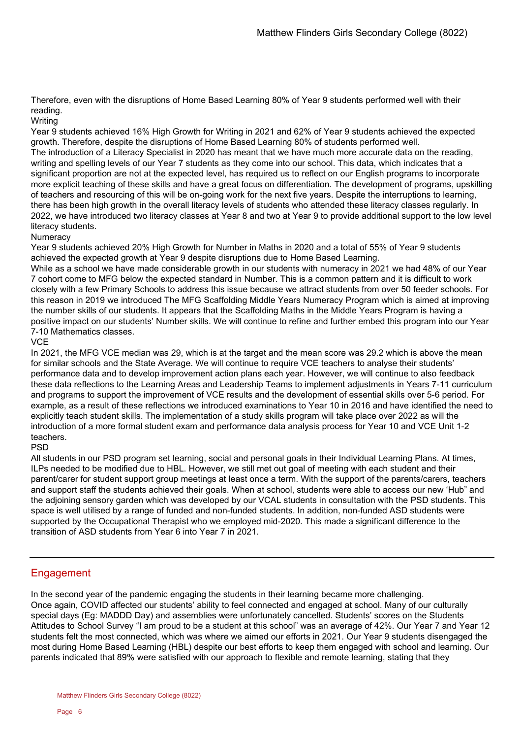Therefore, even with the disruptions of Home Based Learning 80% of Year 9 students performed well with their reading.

Writing

Year 9 students achieved 16% High Growth for Writing in 2021 and 62% of Year 9 students achieved the expected growth. Therefore, despite the disruptions of Home Based Learning 80% of students performed well.

The introduction of a Literacy Specialist in 2020 has meant that we have much more accurate data on the reading, writing and spelling levels of our Year 7 students as they come into our school. This data, which indicates that a significant proportion are not at the expected level, has required us to reflect on our English programs to incorporate more explicit teaching of these skills and have a great focus on differentiation. The development of programs, upskilling of teachers and resourcing of this will be on-going work for the next five years. Despite the interruptions to learning, there has been high growth in the overall literacy levels of students who attended these literacy classes regularly. In 2022, we have introduced two literacy classes at Year 8 and two at Year 9 to provide additional support to the low level literacy students.

Numeracy

Year 9 students achieved 20% High Growth for Number in Maths in 2020 and a total of 55% of Year 9 students achieved the expected growth at Year 9 despite disruptions due to Home Based Learning.

While as a school we have made considerable growth in our students with numeracy in 2021 we had 48% of our Year 7 cohort come to MFG below the expected standard in Number. This is a common pattern and it is difficult to work closely with a few Primary Schools to address this issue because we attract students from over 50 feeder schools. For this reason in 2019 we introduced The MFG Scaffolding Middle Years Numeracy Program which is aimed at improving the number skills of our students. It appears that the Scaffolding Maths in the Middle Years Program is having a positive impact on our students' Number skills. We will continue to refine and further embed this program into our Year 7-10 Mathematics classes.

VCE

In 2021, the MFG VCE median was 29, which is at the target and the mean score was 29.2 which is above the mean for similar schools and the State Average. We will continue to require VCE teachers to analyse their students' performance data and to develop improvement action plans each year. However, we will continue to also feedback these data reflections to the Learning Areas and Leadership Teams to implement adjustments in Years 7-11 curriculum and programs to support the improvement of VCE results and the development of essential skills over 5-6 period. For example, as a result of these reflections we introduced examinations to Year 10 in 2016 and have identified the need to explicitly teach student skills. The implementation of a study skills program will take place over 2022 as will the introduction of a more formal student exam and performance data analysis process for Year 10 and VCE Unit 1-2 teachers.

PSD

All students in our PSD program set learning, social and personal goals in their Individual Learning Plans. At times, ILPs needed to be modified due to HBL. However, we still met out goal of meeting with each student and their parent/carer for student support group meetings at least once a term. With the support of the parents/carers, teachers and support staff the students achieved their goals. When at school, students were able to access our new 'Hub" and the adjoining sensory garden which was developed by our VCAL students in consultation with the PSD students. This space is well utilised by a range of funded and non-funded students. In addition, non-funded ASD students were supported by the Occupational Therapist who we employed mid-2020. This made a significant difference to the transition of ASD students from Year 6 into Year 7 in 2021.

## Engagement

In the second year of the pandemic engaging the students in their learning became more challenging.
Once again, COVID affected our students' ability to feel connected and engaged at school. Many of our culturally special days (Eg: MADDD Day) and assemblies were unfortunately cancelled. Students' scores on the Students Attitudes to School Survey "I am proud to be a student at this school" was an average of 42%. Our Year 7 and Year 12 students felt the most connected, which was where we aimed our efforts in 2021. Our Year 9 students disengaged the most during Home Based Learning (HBL) despite our best efforts to keep them engaged with school and learning. Our parents indicated that 89% were satisfied with our approach to flexible and remote learning, stating that they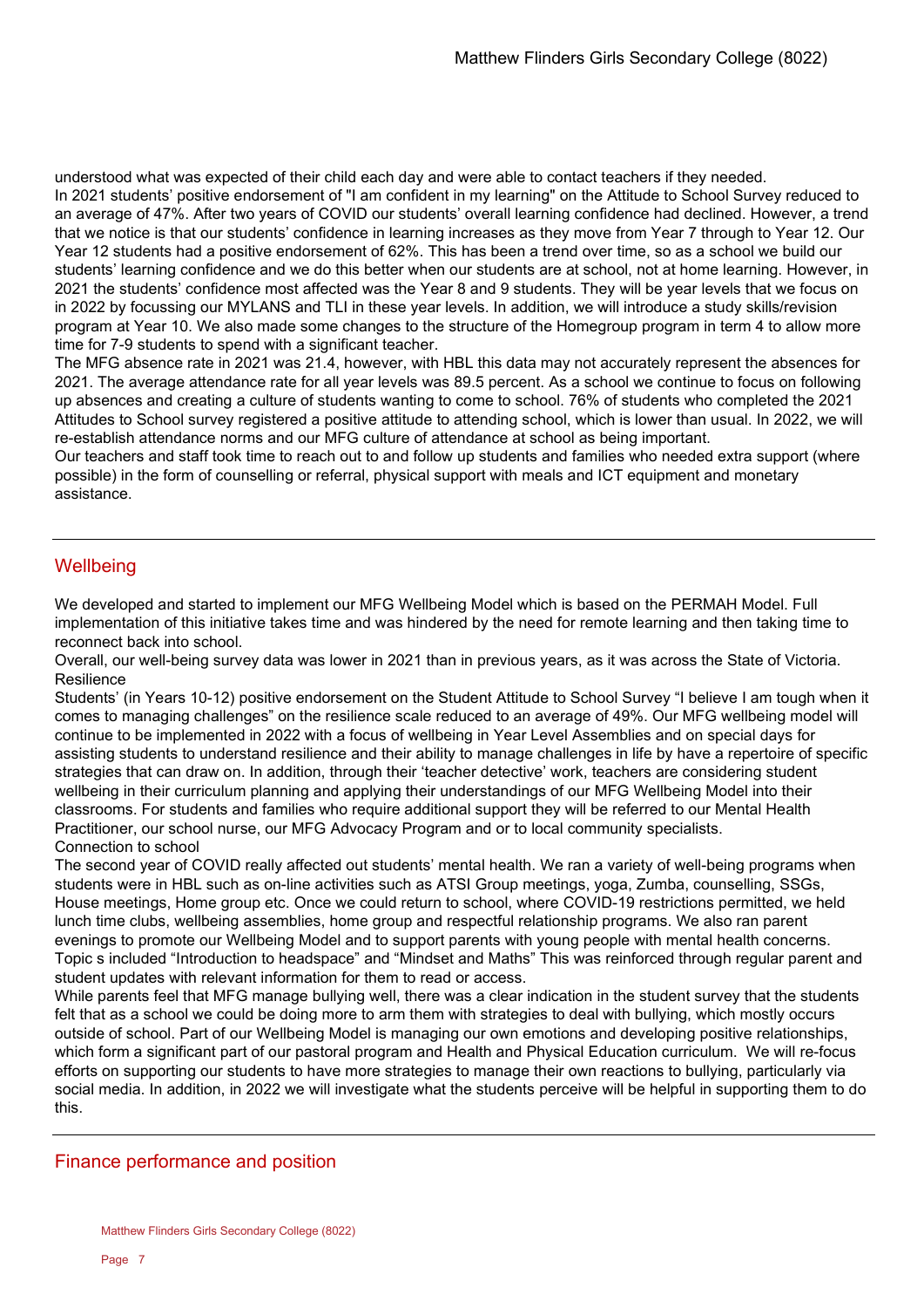understood what was expected of their child each day and were able to contact teachers if they needed.
In 2021 students' positive endorsement of "I am confident in my learning" on the Attitude to School Survey reduced to an average of 47%. After two years of COVID our students' overall learning confidence had declined. However, a trend that we notice is that our students' confidence in learning increases as they move from Year 7 through to Year 12. Our Year 12 students had a positive endorsement of 62%. This has been a trend over time, so as a school we build our students' learning confidence and we do this better when our students are at school, not at home learning. However, in 2021 the students' confidence most affected was the Year 8 and 9 students. They will be year levels that we focus on in 2022 by focussing our MYLANS and TLI in these year levels. In addition, we will introduce a study skills/revision program at Year 10. We also made some changes to the structure of the Homegroup program in term 4 to allow more time for 7-9 students to spend with a significant teacher.
The MFG absence rate in 2021 was 21.4, however, with HBL this data may not accurately represent the absences for 2021. The average attendance rate for all year levels was 89.5 percent. As a school we continue to focus on following up absences and creating a culture of students wanting to come to school. 76% of students who completed the 2021 Attitudes to School survey registered a positive attitude to attending school, which is lower than usual. In 2022, we will re-establish attendance norms and our MFG culture of attendance at school as being important.
Our teachers and staff took time to reach out to and follow up students and families who needed extra support (where possible) in the form of counselling or referral, physical support with meals and ICT equipment and monetary assistance.

## Wellbeing

We developed and started to implement our MFG Wellbeing Model which is based on the PERMAH Model. Full implementation of this initiative takes time and was hindered by the need for remote learning and then taking time to reconnect back into school.
Overall, our well-being survey data was lower in 2021 than in previous years, as it was across the State of Victoria.
Resilience
Students' (in Years 10-12) positive endorsement on the Student Attitude to School Survey "I believe I am tough when it comes to managing challenges" on the resilience scale reduced to an average of 49%. Our MFG wellbeing model will continue to be implemented in 2022 with a focus of wellbeing in Year Level Assemblies and on special days for assisting students to understand resilience and their ability to manage challenges in life by have a repertoire of specific strategies that can draw on. In addition, through their 'teacher detective' work, teachers are considering student wellbeing in their curriculum planning and applying their understandings of our MFG Wellbeing Model into their classrooms. For students and families who require additional support they will be referred to our Mental Health Practitioner, our school nurse, our MFG Advocacy Program and or to local community specialists.
Connection to school
The second year of COVID really affected out students' mental health. We ran a variety of well-being programs when students were in HBL such as on-line activities such as ATSI Group meetings, yoga, Zumba, counselling, SSGs, House meetings, Home group etc. Once we could return to school, where COVID-19 restrictions permitted, we held lunch time clubs, wellbeing assemblies, home group and respectful relationship programs. We also ran parent evenings to promote our Wellbeing Model and to support parents with young people with mental health concerns. Topic s included "Introduction to headspace" and "Mindset and Maths" This was reinforced through regular parent and student updates with relevant information for them to read or access.
While parents feel that MFG manage bullying well, there was a clear indication in the student survey that the students felt that as a school we could be doing more to arm them with strategies to deal with bullying, which mostly occurs outside of school. Part of our Wellbeing Model is managing our own emotions and developing positive relationships, which form a significant part of our pastoral program and Health and Physical Education curriculum. We will re-focus efforts on supporting our students to have more strategies to manage their own reactions to bullying, particularly via social media. In addition, in 2022 we will investigate what the students perceive will be helpful in supporting them to do this.

## Finance performance and position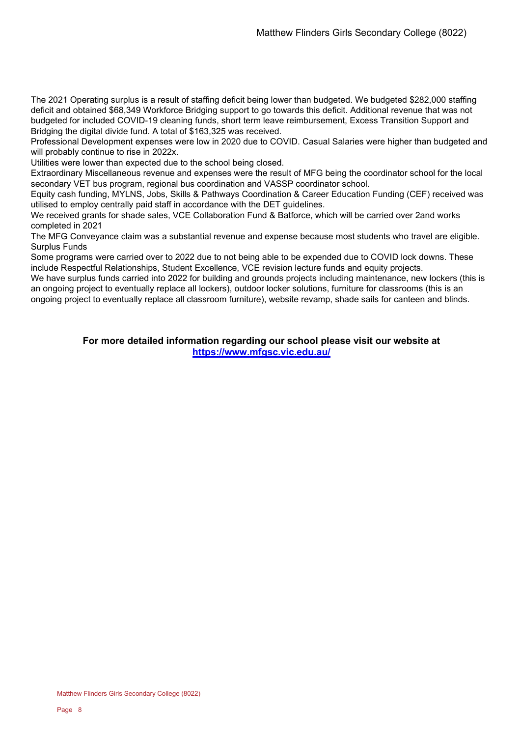The 2021 Operating surplus is a result of staffing deficit being lower than budgeted. We budgeted $282,000 staffing deficit and obtained $68,349 Workforce Bridging support to go towards this deficit. Additional revenue that was not budgeted for included COVID-19 cleaning funds, short term leave reimbursement, Excess Transition Support and Bridging the digital divide fund. A total of $163,325 was received.

Professional Development expenses were low in 2020 due to COVID. Casual Salaries were higher than budgeted and will probably continue to rise in 2022x.

Utilities were lower than expected due to the school being closed.

Extraordinary Miscellaneous revenue and expenses were the result of MFG being the coordinator school for the local secondary VET bus program, regional bus coordination and VASSP coordinator school.

Equity cash funding, MYLNS, Jobs, Skills & Pathways Coordination & Career Education Funding (CEF) received was utilised to employ centrally paid staff in accordance with the DET guidelines.

We received grants for shade sales, VCE Collaboration Fund & Batforce, which will be carried over 2and works completed in 2021

The MFG Conveyance claim was a substantial revenue and expense because most students who travel are eligible.

Surplus Funds

Some programs were carried over to 2022 due to not being able to be expended due to COVID lock downs. These include Respectful Relationships, Student Excellence, VCE revision lecture funds and equity projects.

We have surplus funds carried into 2022 for building and grounds projects including maintenance, new lockers (this is an ongoing project to eventually replace all lockers), outdoor locker solutions, furniture for classrooms (this is an ongoing project to eventually replace all classroom furniture), website revamp, shade sails for canteen and blinds.

**For more detailed information regarding our school please visit our website at [https://www.mfgsc.vic.edu.au/](https://www.mfgsc.vic.edu.au/)**